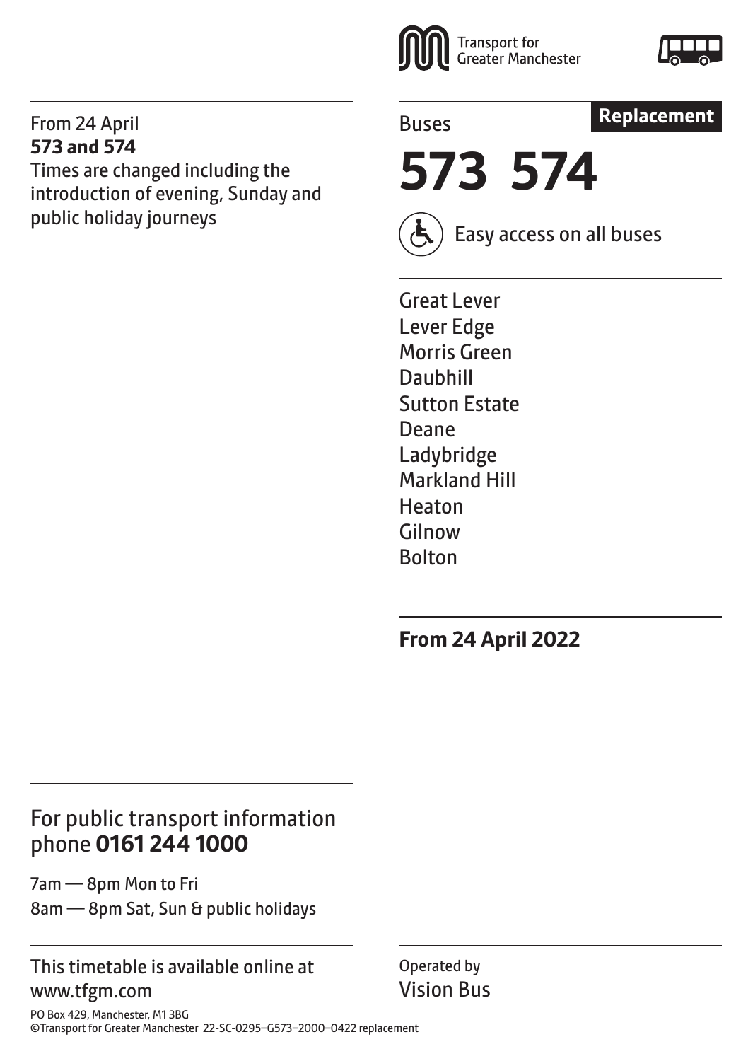Transport for Greater Manchester

From 24 April
**573 and 574**
Times are changed including the introduction of evening, Sunday and public holiday journeys

Buses

**Replacement**

# 573 574

Easy access on all buses

Great Lever
Lever Edge
Morris Green
Daubhill
Sutton Estate
Deane
Ladybridge
Markland Hill
Heaton
Gilnow
Bolton

**From 24 April 2022**

For public transport information phone **0161 244 1000**

7am — 8pm Mon to Fri
8am — 8pm Sat, Sun & public holidays

This timetable is available online at www.tfgm.com

Operated by
Vision Bus

PO Box 429, Manchester, M1 3BG
©Transport for Greater Manchester 22-SC-0295–G573–2000–0422 replacement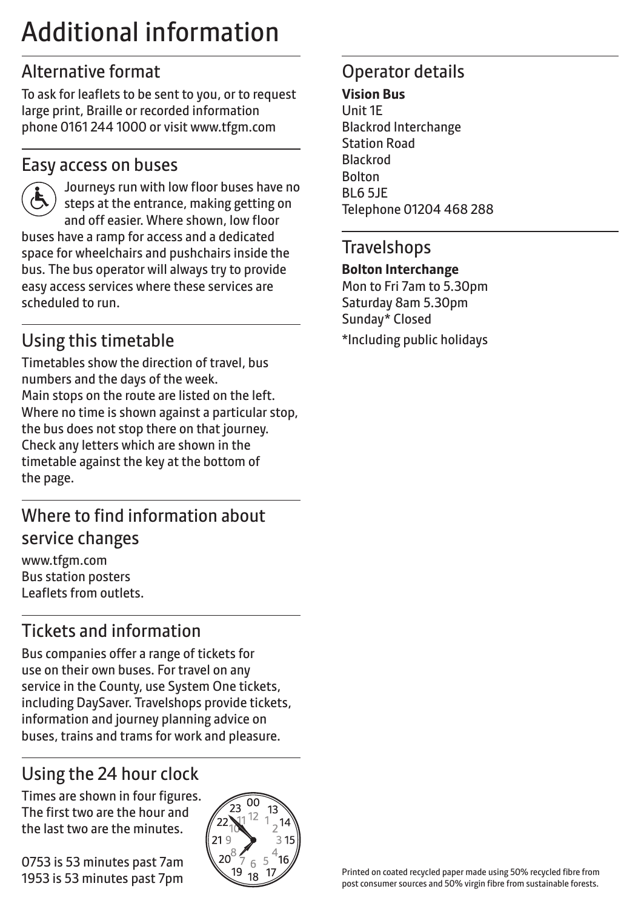# Additional information

## Alternative format

To ask for leaflets to be sent to you, or to request large print, Braille or recorded information phone 0161 244 1000 or visit www.tfgm.com

## Easy access on buses

Journeys run with low floor buses have no steps at the entrance, making getting on and off easier. Where shown, low floor buses have a ramp for access and a dedicated space for wheelchairs and pushchairs inside the bus. The bus operator will always try to provide easy access services where these services are scheduled to run.

## Using this timetable

Timetables show the direction of travel, bus numbers and the days of the week.
Main stops on the route are listed on the left. Where no time is shown against a particular stop, the bus does not stop there on that journey. Check any letters which are shown in the timetable against the key at the bottom of the page.

## Where to find information about service changes

www.tfgm.com
Bus station posters
Leaflets from outlets.

## Tickets and information

Bus companies offer a range of tickets for use on their own buses. For travel on any service in the County, use System One tickets, including DaySaver. Travelshops provide tickets, information and journey planning advice on buses, trains and trams for work and pleasure.

## Using the 24 hour clock

Times are shown in four figures. The first two are the hour and the last two are the minutes.

0753 is 53 minutes past 7am
1953 is 53 minutes past 7pm

## Operator details

**Vision Bus**
Unit 1E
Blackrod Interchange
Station Road
Blackrod
Bolton
BL6 5JE
Telephone 01204 468 288

## Travelshops

**Bolton Interchange**
Mon to Fri 7am to 5.30pm
Saturday 8am 5.30pm
Sunday* Closed

*Including public holidays

Printed on coated recycled paper made using 50% recycled fibre from post consumer sources and 50% virgin fibre from sustainable forests.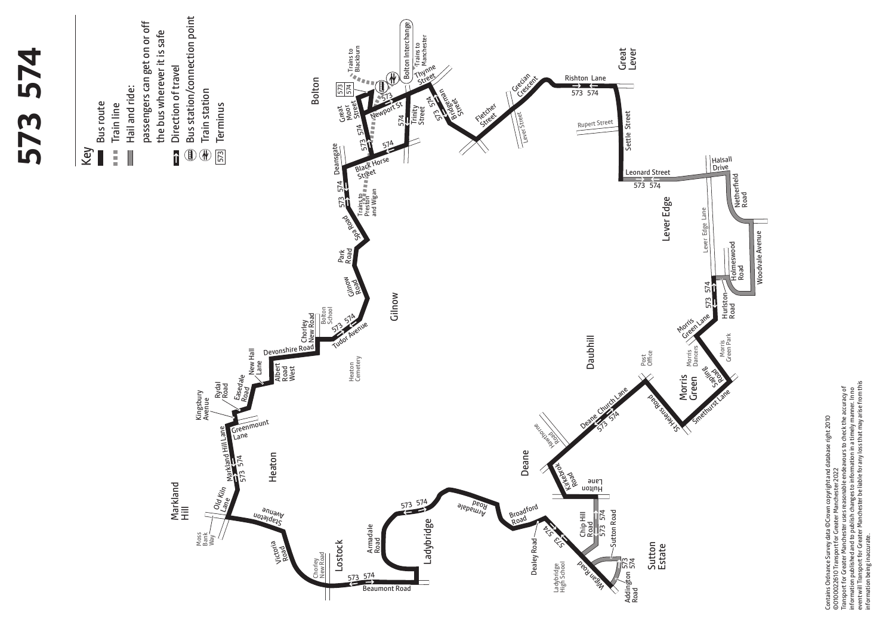# 573 574

## Key

- Bus route
- Train line
- Hail and ride: passengers can get on or off the bus wherever it is safe
- Direction of travel
- Bus station/connection point
- Train station
- 573 Terminus

Bolton · Great Lever · Lever Edge · Daubhill · Morris Green · Deane · Sutton Estate · Ladybridge · Lostock · Markland Hill · Heaton · Gilnow

Bolton Interchange · Trains to Blackburn · Trains to Manchester · Trains to Preston and Wigan · Great Moor Street · Newport St · Thynne Street · Trinity Street · Bridgeman Street · Black Horse Street · Deansgate · Fletcher Street · Grecian Crescent · Lever Street · Rishton Lane · Rupert Street · Settle Street · Leonard Street · Halsall Drive · Netherfield Road · Lever Edge Lane · Woodvale Avenue · Holmeswood Road · Hurlston Road · Morris Green Lane · Morris Dancers · Morris Green Park · Sapling Road · Smethurst Lane · St Helens Road · Post Office · Deane Church Lane · Hawthorne Road · Kirkebrok Road · Hulton Lane · Chip Hill Road · Sutton Road · Addington Road · Wigan Road · Ladybridge High School · Dealey Road · Broadford Road · Armadale Road · Beaumont Road · Chorley New Road · Victoria Road · Moss Bank Way · Stapleton Avenue · Old Kiln Lane · Markland Hill Lane · Greenmount Lane · Kingsbury Avenue · Rydal Road · Easedale Road · New Hall Lane · Albert Road West · Devonshire Road · Chorley New Road · Bolton School · Tudor Avenue · Heaton Cemetery · Gilnow Road · Park Road · Spa Road

Contains Ordnance Survey data ©Crown copyright and database right 2010 ©0100022610 Transport for Greater Manchester 2022
Transport for Greater Manchester uses reasonable endeavours to check the accuracy of information published and to publish changes to information in a timely manner. In no event will Transport for Greater Manchester be liable for any loss that may arise from this information being inaccurate.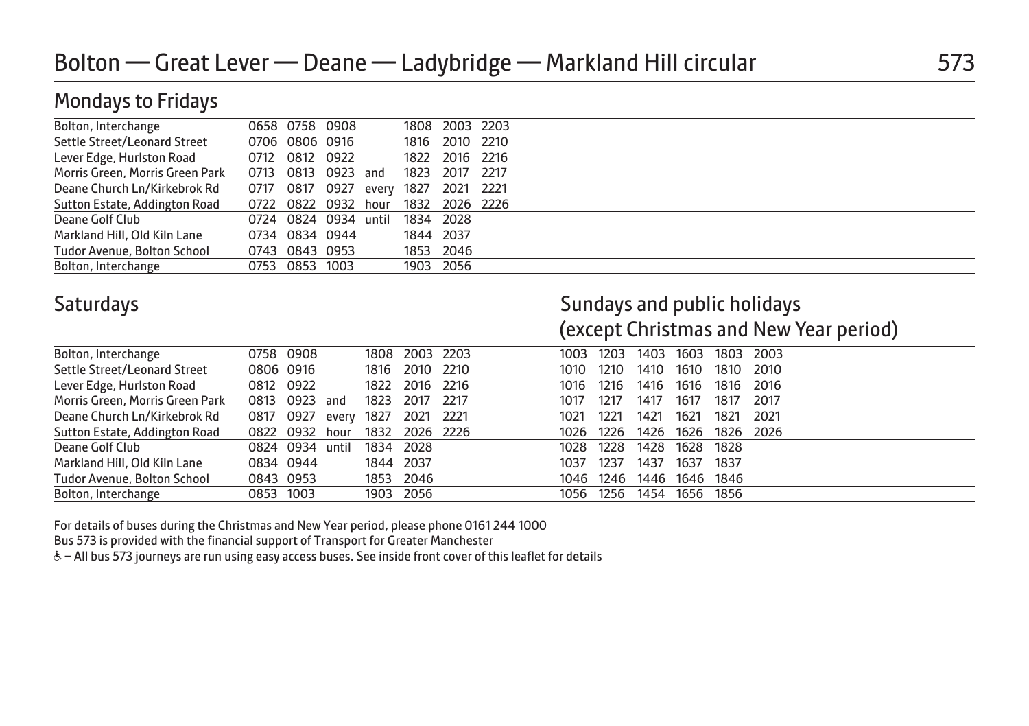# Bolton — Great Lever — Deane — Ladybridge — Markland Hill circular

## 573

## Mondays to Fridays

| | | | | | | | |
|---|---|---|---|---|---|---|---|
| Bolton, Interchange | 0658 | 0758 | 0908 | | 1808 | 2003 | 2203 |
| Settle Street/Leonard Street | 0706 | 0806 | 0916 | | 1816 | 2010 | 2210 |
| Lever Edge, Hurlston Road | 0712 | 0812 | 0922 | | 1822 | 2016 | 2216 |
| Morris Green, Morris Green Park | 0713 | 0813 | 0923 | and | 1823 | 2017 | 2217 |
| Deane Church Ln/Kirkebrok Rd | 0717 | 0817 | 0927 | every | 1827 | 2021 | 2221 |
| Sutton Estate, Addington Road | 0722 | 0822 | 0932 | hour | 1832 | 2026 | 2226 |
| Deane Golf Club | 0724 | 0824 | 0934 | until | 1834 | 2028 | |
| Markland Hill, Old Kiln Lane | 0734 | 0834 | 0944 | | 1844 | 2037 | |
| Tudor Avenue, Bolton School | 0743 | 0843 | 0953 | | 1853 | 2046 | |
| Bolton, Interchange | 0753 | 0853 | 1003 | | 1903 | 2056 | |

## Saturdays

| | | | | | | |
|---|---|---|---|---|---|---|
| Bolton, Interchange | 0758 | 0908 | | 1808 | 2003 | 2203 |
| Settle Street/Leonard Street | 0806 | 0916 | | 1816 | 2010 | 2210 |
| Lever Edge, Hurlston Road | 0812 | 0922 | | 1822 | 2016 | 2216 |
| Morris Green, Morris Green Park | 0813 | 0923 | and | 1823 | 2017 | 2217 |
| Deane Church Ln/Kirkebrok Rd | 0817 | 0927 | every | 1827 | 2021 | 2221 |
| Sutton Estate, Addington Road | 0822 | 0932 | hour | 1832 | 2026 | 2226 |
| Deane Golf Club | 0824 | 0934 | until | 1834 | 2028 | |
| Markland Hill, Old Kiln Lane | 0834 | 0944 | | 1844 | 2037 | |
| Tudor Avenue, Bolton School | 0843 | 0953 | | 1853 | 2046 | |
| Bolton, Interchange | 0853 | 1003 | | 1903 | 2056 | |

## Sundays and public holidays (except Christmas and New Year period)

| | | | | | | |
|---|---|---|---|---|---|---|
| Bolton, Interchange | 1003 | 1203 | 1403 | 1603 | 1803 | 2003 |
| Settle Street/Leonard Street | 1010 | 1210 | 1410 | 1610 | 1810 | 2010 |
| Lever Edge, Hurlston Road | 1016 | 1216 | 1416 | 1616 | 1816 | 2016 |
| Morris Green, Morris Green Park | 1017 | 1217 | 1417 | 1617 | 1817 | 2017 |
| Deane Church Ln/Kirkebrok Rd | 1021 | 1221 | 1421 | 1621 | 1821 | 2021 |
| Sutton Estate, Addington Road | 1026 | 1226 | 1426 | 1626 | 1826 | 2026 |
| Deane Golf Club | 1028 | 1228 | 1428 | 1628 | 1828 | |
| Markland Hill, Old Kiln Lane | 1037 | 1237 | 1437 | 1637 | 1837 | |
| Tudor Avenue, Bolton School | 1046 | 1246 | 1446 | 1646 | 1846 | |
| Bolton, Interchange | 1056 | 1256 | 1454 | 1656 | 1856 | |

For details of buses during the Christmas and New Year period, please phone 0161 244 1000

Bus 573 is provided with the financial support of Transport for Greater Manchester

♿ – All bus 573 journeys are run using easy access buses. See inside front cover of this leaflet for details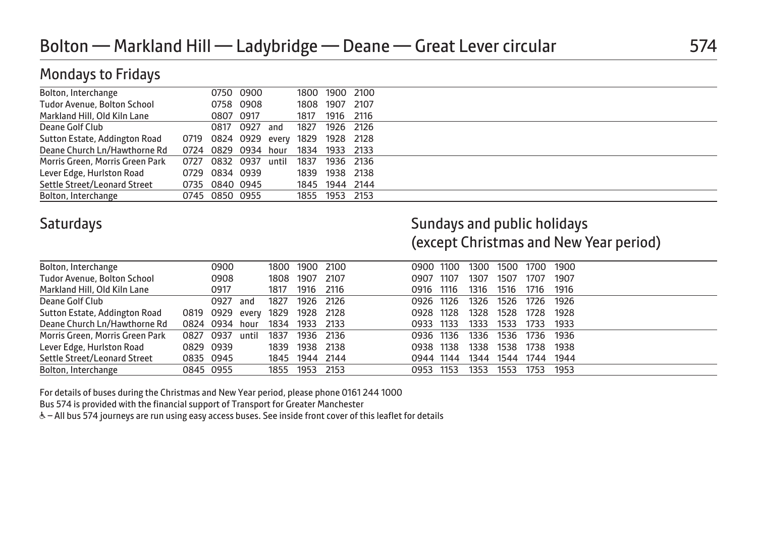# Bolton — Markland Hill — Ladybridge — Deane — Great Lever circular

574

## Mondays to Fridays

| | | | | | | | |
|---|---|---|---|---|---|---|---|
| Bolton, Interchange | | 0750 | 0900 | | 1800 | 1900 | 2100 |
| Tudor Avenue, Bolton School | | 0758 | 0908 | | 1808 | 1907 | 2107 |
| Markland Hill, Old Kiln Lane | | 0807 | 0917 | | 1817 | 1916 | 2116 |
| Deane Golf Club | | 0817 | 0927 | and | 1827 | 1926 | 2126 |
| Sutton Estate, Addington Road | 0719 | 0824 | 0929 | every | 1829 | 1928 | 2128 |
| Deane Church Ln/Hawthorne Rd | 0724 | 0829 | 0934 | hour | 1834 | 1933 | 2133 |
| Morris Green, Morris Green Park | 0727 | 0832 | 0937 | until | 1837 | 1936 | 2136 |
| Lever Edge, Hurlston Road | 0729 | 0834 | 0939 | | 1839 | 1938 | 2138 |
| Settle Street/Leonard Street | 0735 | 0840 | 0945 | | 1845 | 1944 | 2144 |
| Bolton, Interchange | 0745 | 0850 | 0955 | | 1855 | 1953 | 2153 |

## Saturdays

| | | | | | | |
|---|---|---|---|---|---|---|
| Bolton, Interchange | | 0900 | | 1800 | 1900 | 2100 |
| Tudor Avenue, Bolton School | | 0908 | | 1808 | 1907 | 2107 |
| Markland Hill, Old Kiln Lane | | 0917 | | 1817 | 1916 | 2116 |
| Deane Golf Club | | 0927 | and | 1827 | 1926 | 2126 |
| Sutton Estate, Addington Road | 0819 | 0929 | every | 1829 | 1928 | 2128 |
| Deane Church Ln/Hawthorne Rd | 0824 | 0934 | hour | 1834 | 1933 | 2133 |
| Morris Green, Morris Green Park | 0827 | 0937 | until | 1837 | 1936 | 2136 |
| Lever Edge, Hurlston Road | 0829 | 0939 | | 1839 | 1938 | 2138 |
| Settle Street/Leonard Street | 0835 | 0945 | | 1845 | 1944 | 2144 |
| Bolton, Interchange | 0845 | 0955 | | 1855 | 1953 | 2153 |

## Sundays and public holidays (except Christmas and New Year period)

| | | | | | | |
|---|---|---|---|---|---|---|
| Bolton, Interchange | 0900 | 1100 | 1300 | 1500 | 1700 | 1900 |
| Tudor Avenue, Bolton School | 0907 | 1107 | 1307 | 1507 | 1707 | 1907 |
| Markland Hill, Old Kiln Lane | 0916 | 1116 | 1316 | 1516 | 1716 | 1916 |
| Deane Golf Club | 0926 | 1126 | 1326 | 1526 | 1726 | 1926 |
| Sutton Estate, Addington Road | 0928 | 1128 | 1328 | 1528 | 1728 | 1928 |
| Deane Church Ln/Hawthorne Rd | 0933 | 1133 | 1333 | 1533 | 1733 | 1933 |
| Morris Green, Morris Green Park | 0936 | 1136 | 1336 | 1536 | 1736 | 1936 |
| Lever Edge, Hurlston Road | 0938 | 1138 | 1338 | 1538 | 1738 | 1938 |
| Settle Street/Leonard Street | 0944 | 1144 | 1344 | 1544 | 1744 | 1944 |
| Bolton, Interchange | 0953 | 1153 | 1353 | 1553 | 1753 | 1953 |

For details of buses during the Christmas and New Year period, please phone 0161 244 1000

Bus 574 is provided with the financial support of Transport for Greater Manchester

♿ – All bus 574 journeys are run using easy access buses. See inside front cover of this leaflet for details